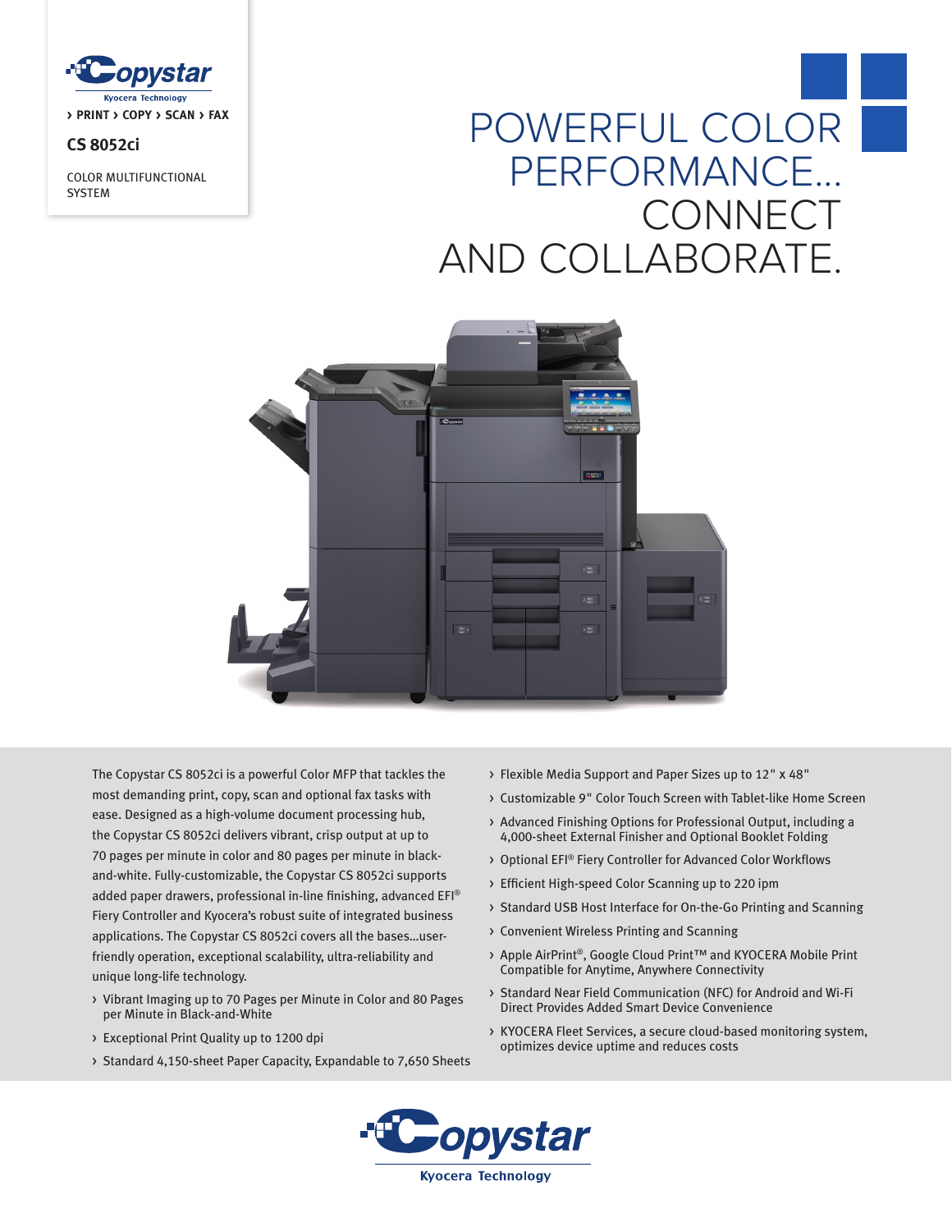Copystar

Kyocera Technology

› PRINT › COPY › SCAN › FAX

**CS 8052ci**

COLOR MULTIFUNCTIONAL SYSTEM

# POWERFUL COLOR PERFORMANCE... CONNECT AND COLLABORATE.

The Copystar CS 8052ci is a powerful Color MFP that tackles the most demanding print, copy, scan and optional fax tasks with ease. Designed as a high-volume document processing hub, the Copystar CS 8052ci delivers vibrant, crisp output at up to 70 pages per minute in color and 80 pages per minute in black-and-white. Fully-customizable, the Copystar CS 8052ci supports added paper drawers, professional in-line finishing, advanced EFI® Fiery Controller and Kyocera's robust suite of integrated business applications. The Copystar CS 8052ci covers all the bases...user-friendly operation, exceptional scalability, ultra-reliability and unique long-life technology.

- Vibrant Imaging up to 70 Pages per Minute in Color and 80 Pages per Minute in Black-and-White
- Exceptional Print Quality up to 1200 dpi
- Standard 4,150-sheet Paper Capacity, Expandable to 7,650 Sheets
- Flexible Media Support and Paper Sizes up to 12" x 48"
- Customizable 9" Color Touch Screen with Tablet-like Home Screen
- Advanced Finishing Options for Professional Output, including a 4,000-sheet External Finisher and Optional Booklet Folding
- Optional EFI® Fiery Controller for Advanced Color Workflows
- Efficient High-speed Color Scanning up to 220 ipm
- Standard USB Host Interface for On-the-Go Printing and Scanning
- Convenient Wireless Printing and Scanning
- Apple AirPrint®, Google Cloud Print™ and KYOCERA Mobile Print Compatible for Anytime, Anywhere Connectivity
- Standard Near Field Communication (NFC) for Android and Wi-Fi Direct Provides Added Smart Device Convenience
- KYOCERA Fleet Services, a secure cloud-based monitoring system, optimizes device uptime and reduces costs

Copystar

Kyocera Technology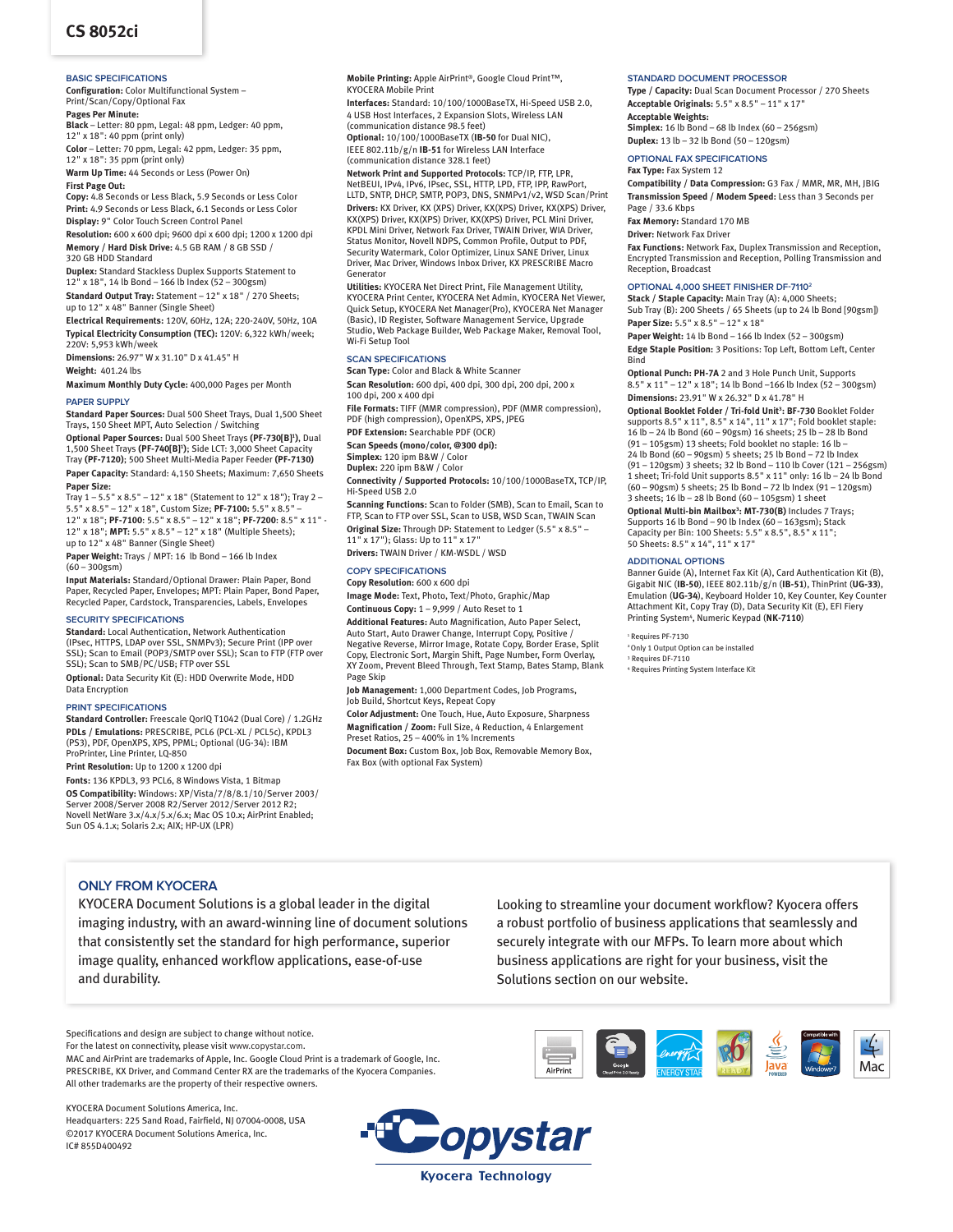# CS 8052ci

## BASIC SPECIFICATIONS

**Configuration:** Color Multifunctional System – Print/Scan/Copy/Optional Fax

**Pages Per Minute:**
**Black** – Letter: 80 ppm, Legal: 48 ppm, Ledger: 40 ppm, 12" x 18": 40 ppm (print only)
**Color** – Letter: 70 ppm, Legal: 42 ppm, Ledger: 35 ppm, 12" x 18": 35 ppm (print only)

**Warm Up Time:** 44 Seconds or Less (Power On)

**First Page Out:**
**Copy:** 4.8 Seconds or Less Black, 5.9 Seconds or Less Color
**Print:** 4.9 Seconds or Less Black, 6.1 Seconds or Less Color

**Display:** 9" Color Touch Screen Control Panel

**Resolution:** 600 x 600 dpi; 9600 dpi x 600 dpi; 1200 x 1200 dpi

**Memory / Hard Disk Drive:** 4.5 GB RAM / 8 GB SSD / 320 GB HDD Standard

**Duplex:** Standard Stackless Duplex Supports Statement to 12" x 18", 14 lb Bond – 166 lb Index (52 – 300gsm)

**Standard Output Tray:** Statement – 12" x 18" / 270 Sheets; up to 12" x 48" Banner (Single Sheet)

**Electrical Requirements:** 120V, 60Hz, 12A; 220-240V, 50Hz, 10A

**Typical Electricity Consumption (TEC):** 120V: 6,322 kWh/week; 220V: 5,953 kWh/week

**Dimensions:** 26.97" W x 31.10" D x 41.45" H

**Weight:** 401.24 lbs

**Maximum Monthly Duty Cycle:** 400,000 Pages per Month

## PAPER SUPPLY

**Standard Paper Sources:** Dual 500 Sheet Trays, Dual 1,500 Sheet Trays, 150 Sheet MPT, Auto Selection / Switching

**Optional Paper Sources:** Dual 500 Sheet Trays **(PF-730[B]**[1]**)**, Dual 1,500 Sheet Trays **(PF-740[B]**[1]**)**; Side LCT: 3,000 Sheet Capacity Tray **(PF-7120)**; 500 Sheet Multi-Media Paper Feeder **(PF-7130)**

**Paper Capacity:** Standard: 4,150 Sheets; Maximum: 7,650 Sheets

**Paper Size:**
Tray 1 – 5.5" x 8.5" – 12" x 18" (Statement to 12" x 18"); Tray 2 – 5.5" x 8.5" – 12" x 18", Custom Size; **PF-7100:** 5.5" x 8.5" – 12" x 18"; **PF-7100:** 5.5" x 8.5" – 12" x 18"; **PF-7200:** 8.5" x 11" - 12" x 18"; **MPT:** 5.5" x 8.5" – 12" x 18" (Multiple Sheets); up to 12" x 48" Banner (Single Sheet)

**Paper Weight:** Trays / MPT: 16 lb Bond – 166 lb Index (60 – 300gsm)

**Input Materials:** Standard/Optional Drawer: Plain Paper, Bond Paper, Recycled Paper, Envelopes; MPT: Plain Paper, Bond Paper, Recycled Paper, Cardstock, Transparencies, Labels, Envelopes

## SECURITY SPECIFICATIONS

**Standard:** Local Authentication, Network Authentication (IPsec, HTTPS, LDAP over SSL, SNMPv3); Secure Print (IPP over SSL); Scan to Email (POP3/SMTP over SSL); Scan to FTP (FTP over SSL); Scan to SMB/PC/USB; FTP over SSL

**Optional:** Data Security Kit (E): HDD Overwrite Mode, HDD Data Encryption

## PRINT SPECIFICATIONS

**Standard Controller:** Freescale QorIQ T1042 (Dual Core) / 1.2GHz

**PDLs / Emulations:** PRESCRIBE, PCL6 (PCL-XL / PCL5c), KPDL3 (PS3), PDF, OpenXPS, XPS, PPML; Optional (UG-34): IBM ProPrinter, Line Printer, LQ-850

**Print Resolution:** Up to 1200 x 1200 dpi

**Fonts:** 136 KPDL3, 93 PCL6, 8 Windows Vista, 1 Bitmap

**OS Compatibility:** Windows: XP/Vista/7/8/8.1/10/Server 2003/ Server 2008/Server 2008 R2/Server 2012/Server 2012 R2; Novell NetWare 3.x/4.x/5.x/6.x; Mac OS 10.x; AirPrint Enabled; Sun OS 4.1.x; Solaris 2.x; AIX; HP-UX (LPR)

**Mobile Printing:** Apple AirPrint®, Google Cloud Print™, KYOCERA Mobile Print

**Interfaces:** Standard: 10/100/1000BaseTX, Hi-Speed USB 2.0, 4 USB Host Interfaces, 2 Expansion Slots, Wireless LAN (communication distance 98.5 feet)
**Optional:** 10/100/1000BaseTX (**IB-50** for Dual NIC), IEEE 802.11b/g/n **IB-51** for Wireless LAN Interface (communication distance 328.1 feet)

**Network Print and Supported Protocols:** TCP/IP, FTP, LPR, NetBEUI, IPv4, IPv6, IPsec, SSL, HTTP, LPD, FTP, IPP, RawPort, LLTD, SNTP, DHCP, SMTP, POP3, DNS, SNMPv1/v2, WSD Scan/Print

**Drivers:** KX Driver, KX (XPS) Driver, KX(XPS) Driver, KX(XPS) Driver, KX(XPS) Driver, KX(XPS) Driver, KX(XPS) Driver, PCL Mini Driver, KPDL Mini Driver, Network Fax Driver, TWAIN Driver, WIA Driver, Status Monitor, Novell NDPS, Common Profile, Output to PDF, Security Watermark, Color Optimizer, Linux SANE Driver, Linux Driver, Mac Driver, Windows Inbox Driver, KX PRESCRIBE Macro Generator

**Utilities:** KYOCERA Net Direct Print, File Management Utility, KYOCERA Print Center, KYOCERA Net Admin, KYOCERA Net Viewer, Quick Setup, KYOCERA Net Manager(Pro), KYOCERA Net Manager (Basic), ID Register, Software Management Service, Upgrade Studio, Web Package Builder, Web Package Maker, Removal Tool, Wi-Fi Setup Tool

## SCAN SPECIFICATIONS

**Scan Type:** Color and Black & White Scanner

**Scan Resolution:** 600 dpi, 400 dpi, 300 dpi, 200 dpi, 200 x 100 dpi, 200 x 400 dpi

**File Formats:** TIFF (MMR compression), PDF (MMR compression), PDF (high compression), OpenXPS, XPS, JPEG

**PDF Extension:** Searchable PDF (OCR)

**Scan Speeds (mono/color, @300 dpi):**
**Simplex:** 120 ipm B&W / Color
**Duplex:** 220 ipm B&W / Color

**Connectivity / Supported Protocols:** 10/100/1000BaseTX, TCP/IP, Hi-Speed USB 2.0

**Scanning Functions:** Scan to Folder (SMB), Scan to Email, Scan to FTP, Scan to FTP over SSL, Scan to USB, WSD Scan, TWAIN Scan

**Original Size:** Through DP: Statement to Ledger (5.5" x 8.5" – 11" x 17"); Glass: Up to 11" x 17"

**Drivers:** TWAIN Driver / KM-WSDL / WSD

## COPY SPECIFICATIONS

**Copy Resolution:** 600 x 600 dpi

**Image Mode:** Text, Photo, Text/Photo, Graphic/Map

**Continuous Copy:** 1 – 9,999 / Auto Reset to 1

**Additional Features:** Auto Magnification, Auto Paper Select, Auto Start, Auto Drawer Change, Interrupt Copy, Positive / Negative Reverse, Mirror Image, Rotate Copy, Border Erase, Split Copy, Electronic Sort, Margin Shift, Page Number, Form Overlay, XY Zoom, Prevent Bleed Through, Text Stamp, Bates Stamp, Blank Page Skip

**Job Management:** 1,000 Department Codes, Job Programs, Job Build, Shortcut Keys, Repeat Copy

**Color Adjustment:** One Touch, Hue, Auto Exposure, Sharpness

**Magnification / Zoom:** Full Size, 4 Reduction, 4 Enlargement Preset Ratios, 25 – 400% in 1% Increments

**Document Box:** Custom Box, Job Box, Removable Memory Box, Fax Box (with optional Fax System)

## STANDARD DOCUMENT PROCESSOR

**Type / Capacity:** Dual Scan Document Processor / 270 Sheets

**Acceptable Originals:** 5.5" x 8.5" – 11" x 17"

**Acceptable Weights:**
**Simplex:** 16 lb Bond – 68 lb Index (60 – 256gsm)
**Duplex:** 13 lb – 32 lb Bond (50 – 120gsm)

## OPTIONAL FAX SPECIFICATIONS

**Fax Type:** Fax System 12

**Compatibility / Data Compression:** G3 Fax / MMR, MR, MH, JBIG

**Transmission Speed / Modem Speed:** Less than 3 Seconds per Page / 33.6 Kbps

**Fax Memory:** Standard 170 MB

**Driver:** Network Fax Driver

**Fax Functions:** Network Fax, Duplex Transmission and Reception, Encrypted Transmission and Reception, Polling Transmission and Reception, Broadcast

## OPTIONAL 4,000 SHEET FINISHER DF-7110[2]

**Stack / Staple Capacity:** Main Tray (A): 4,000 Sheets; Sub Tray (B): 200 Sheets / 65 Sheets (up to 24 lb Bond [90gsm])

**Paper Size:** 5.5" x 8.5" – 12" x 18"

**Paper Weight:** 14 lb Bond – 166 lb Index (52 – 300gsm)

**Edge Staple Position:** 3 Positions: Top Left, Bottom Left, Center Bind

**Optional Punch: PH-7A** 2 and 3 Hole Punch Unit, Supports 8.5" x 11" – 12" x 18"; 14 lb Bond –166 lb Index (52 – 300gsm)

**Dimensions:** 23.91" W x 26.32" D x 41.78" H

**Optional Booklet Folder / Tri-fold Unit**[3]**: BF-730** Booklet Folder supports 8.5" x 11", 8.5" x 14", 11" x 17"; Fold booklet staple: 16 lb – 24 lb Bond (60 – 90gsm) 16 sheets; 25 lb – 28 lb Bond (91 – 105gsm) 13 sheets; Fold booklet no staple: 16 lb – 24 lb Bond (60 – 90gsm) 5 sheets; 25 lb Bond – 72 lb Index (91 – 120gsm) 3 sheets; 32 lb Bond – 110 lb Cover (121 – 256gsm) 1 sheet; Tri-fold Unit supports 8.5" x 11" only: 16 lb – 24 lb Bond (60 – 90gsm) 5 sheets; 25 lb Bond – 72 lb Index (91 – 120gsm) 3 sheets; 16 lb – 28 lb Bond (60 – 105gsm) 1 sheet

**Optional Multi-bin Mailbox**[3]**: MT-730(B)** Includes 7 Trays; Supports 16 lb Bond – 90 lb Index (60 – 163gsm); Stack Capacity per Bin: 100 Sheets: 5.5" x 8.5", 8.5" x 11"; 50 Sheets: 8.5" x 14", 11" x 17"

## ADDITIONAL OPTIONS

Banner Guide (A), Internet Fax Kit (A), Card Authentication Kit (B), Gigabit NIC (**IB-50**), IEEE 802.11b/g/n (**IB-51**), ThinPrint (**UG-33**), Emulation (**UG-34**), Keyboard Holder 10, Key Counter, Key Counter Attachment Kit, Copy Tray (D), Data Security Kit (E), EFI Fiery Printing System[4], Numeric Keypad (**NK-7110**)

[1] Requires PF-7130
[2] Only 1 Output Option can be installed
[3] Requires DF-7110
[4] Requires Printing System Interface Kit

## ONLY FROM KYOCERA

KYOCERA Document Solutions is a global leader in the digital imaging industry, with an award-winning line of document solutions that consistently set the standard for high performance, superior image quality, enhanced workflow applications, ease-of-use and durability.

Looking to streamline your document workflow? Kyocera offers a robust portfolio of business applications that seamlessly and securely integrate with our MFPs. To learn more about which business applications are right for your business, visit the Solutions section on our website.

Specifications and design are subject to change without notice.
For the latest on connectivity, please visit www.copystar.com.
MAC and AirPrint are trademarks of Apple, Inc. Google Cloud Print is a trademark of Google, Inc.
PRESCRIBE, KX Driver, and Command Center RX are the trademarks of the Kyocera Companies.
All other trademarks are the property of their respective owners.

AirPrint
Google Cloud Print 2.0 Ready
ENERGY STAR
Java
Compatible with Windows 7
Mac

KYOCERA Document Solutions America, Inc.
Headquarters: 225 Sand Road, Fairfield, NJ 07004-0008, USA
©2017 KYOCERA Document Solutions America, Inc.
IC# 855D400492

Copystar
Kyocera Technology